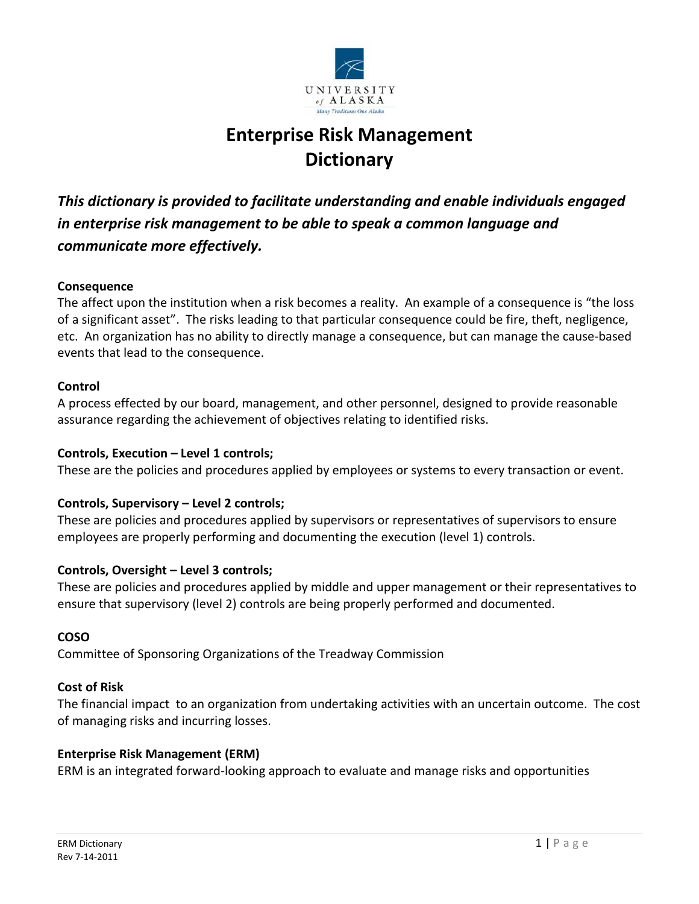# Enterprise Risk Management Dictionary

***This dictionary is provided to facilitate understanding and enable individuals engaged in enterprise risk management to be able to speak a common language and communicate more effectively.***

**Consequence**

The affect upon the institution when a risk becomes a reality. An example of a consequence is "the loss of a significant asset". The risks leading to that particular consequence could be fire, theft, negligence, etc. An organization has no ability to directly manage a consequence, but can manage the cause-based events that lead to the consequence.

**Control**

A process effected by our board, management, and other personnel, designed to provide reasonable assurance regarding the achievement of objectives relating to identified risks.

**Controls, Execution – Level 1 controls;**

These are the policies and procedures applied by employees or systems to every transaction or event.

**Controls, Supervisory – Level 2 controls;**

These are policies and procedures applied by supervisors or representatives of supervisors to ensure employees are properly performing and documenting the execution (level 1) controls.

**Controls, Oversight – Level 3 controls;**

These are policies and procedures applied by middle and upper management or their representatives to ensure that supervisory (level 2) controls are being properly performed and documented.

**COSO**

Committee of Sponsoring Organizations of the Treadway Commission

**Cost of Risk**

The financial impact to an organization from undertaking activities with an uncertain outcome. The cost of managing risks and incurring losses.

**Enterprise Risk Management (ERM)**

ERM is an integrated forward-looking approach to evaluate and manage risks and opportunities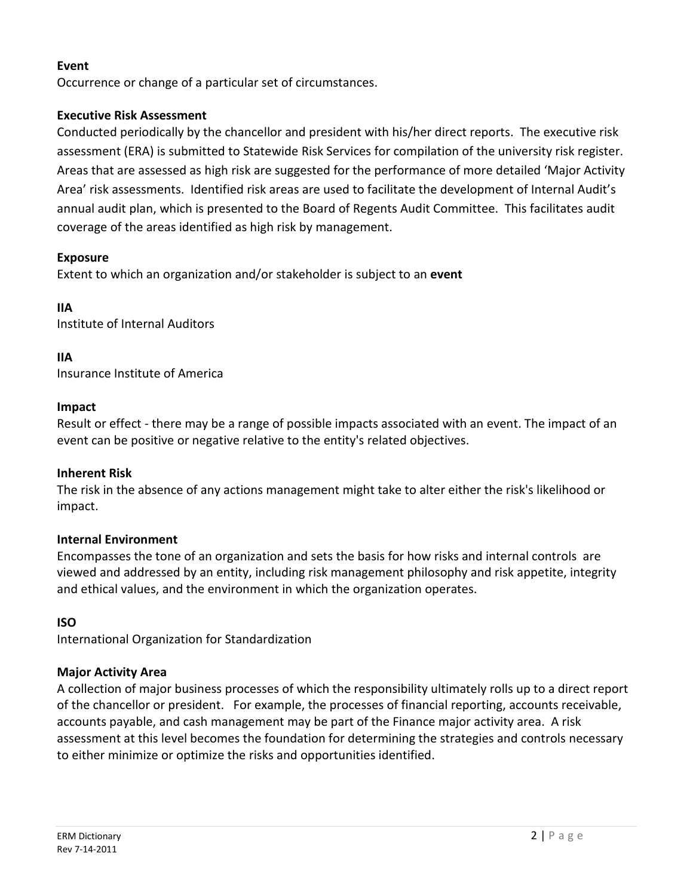**Event**

Occurrence or change of a particular set of circumstances.

**Executive Risk Assessment**

Conducted periodically by the chancellor and president with his/her direct reports. The executive risk assessment (ERA) is submitted to Statewide Risk Services for compilation of the university risk register. Areas that are assessed as high risk are suggested for the performance of more detailed 'Major Activity Area' risk assessments. Identified risk areas are used to facilitate the development of Internal Audit's annual audit plan, which is presented to the Board of Regents Audit Committee. This facilitates audit coverage of the areas identified as high risk by management.

**Exposure**

Extent to which an organization and/or stakeholder is subject to an **event**

**IIA**

Institute of Internal Auditors

**IIA**

Insurance Institute of America

**Impact**

Result or effect - there may be a range of possible impacts associated with an event. The impact of an event can be positive or negative relative to the entity's related objectives.

**Inherent Risk**

The risk in the absence of any actions management might take to alter either the risk's likelihood or impact.

**Internal Environment**

Encompasses the tone of an organization and sets the basis for how risks and internal controls are viewed and addressed by an entity, including risk management philosophy and risk appetite, integrity and ethical values, and the environment in which the organization operates.

**ISO**

International Organization for Standardization

**Major Activity Area**

A collection of major business processes of which the responsibility ultimately rolls up to a direct report of the chancellor or president. For example, the processes of financial reporting, accounts receivable, accounts payable, and cash management may be part of the Finance major activity area. A risk assessment at this level becomes the foundation for determining the strategies and controls necessary to either minimize or optimize the risks and opportunities identified.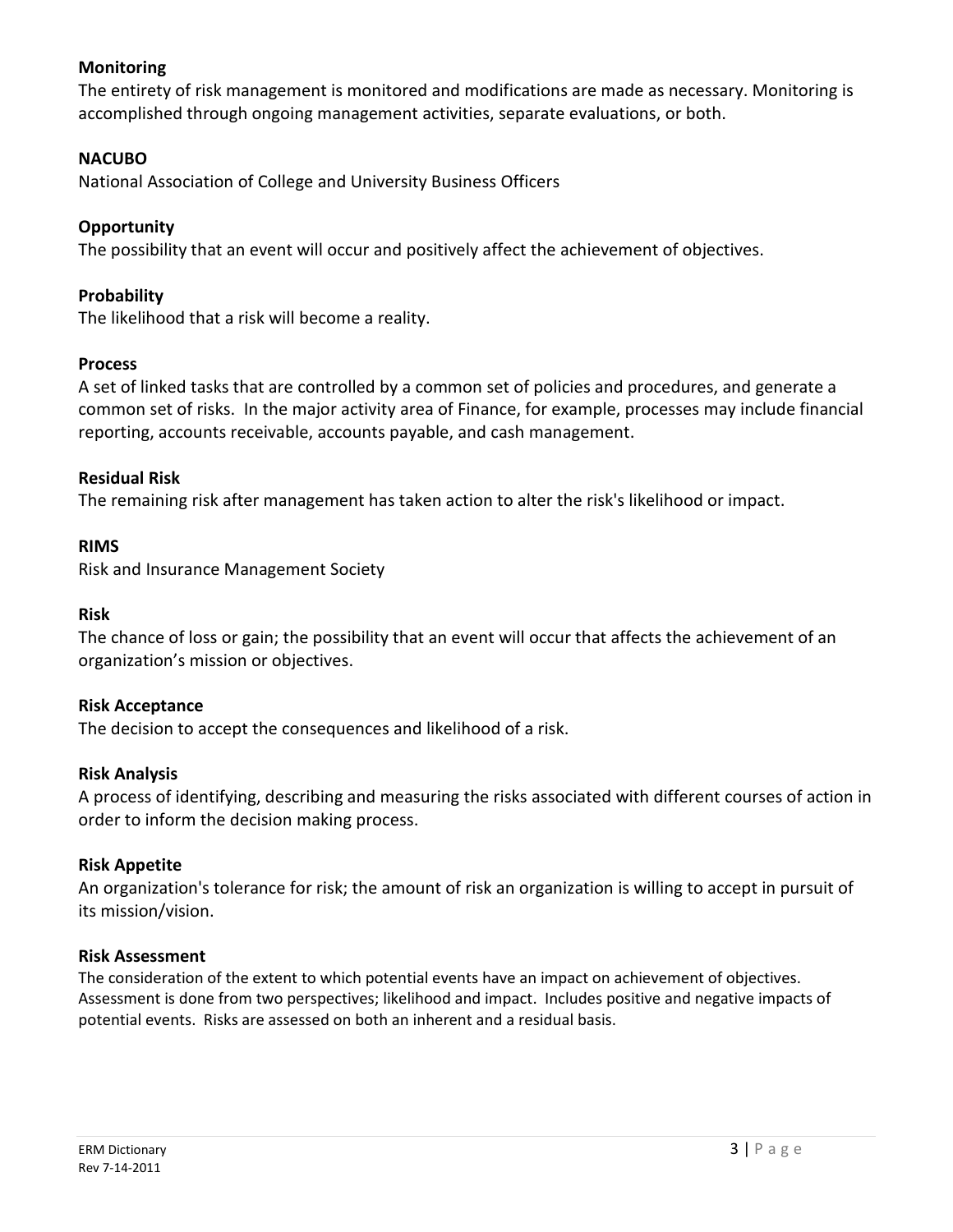**Monitoring**

The entirety of risk management is monitored and modifications are made as necessary. Monitoring is accomplished through ongoing management activities, separate evaluations, or both.

**NACUBO**

National Association of College and University Business Officers

**Opportunity**

The possibility that an event will occur and positively affect the achievement of objectives.

**Probability**

The likelihood that a risk will become a reality.

**Process**

A set of linked tasks that are controlled by a common set of policies and procedures, and generate a common set of risks. In the major activity area of Finance, for example, processes may include financial reporting, accounts receivable, accounts payable, and cash management.

**Residual Risk**

The remaining risk after management has taken action to alter the risk's likelihood or impact.

**RIMS**

Risk and Insurance Management Society

**Risk**

The chance of loss or gain; the possibility that an event will occur that affects the achievement of an organization's mission or objectives.

**Risk Acceptance**

The decision to accept the consequences and likelihood of a risk.

**Risk Analysis**

A process of identifying, describing and measuring the risks associated with different courses of action in order to inform the decision making process.

**Risk Appetite**

An organization's tolerance for risk; the amount of risk an organization is willing to accept in pursuit of its mission/vision.

**Risk Assessment**

The consideration of the extent to which potential events have an impact on achievement of objectives. Assessment is done from two perspectives; likelihood and impact. Includes positive and negative impacts of potential events. Risks are assessed on both an inherent and a residual basis.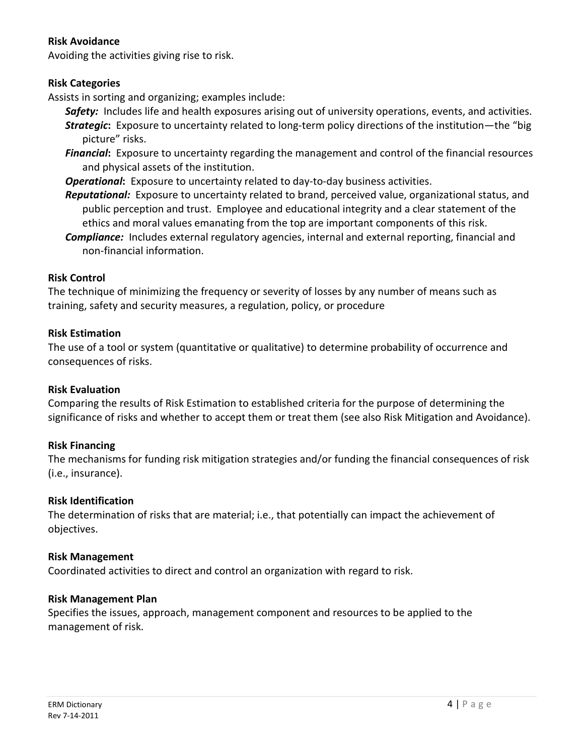**Risk Avoidance**

Avoiding the activities giving rise to risk.

**Risk Categories**

Assists in sorting and organizing; examples include:

- ***Safety:*** Includes life and health exposures arising out of university operations, events, and activities.
- ***Strategic*:** Exposure to uncertainty related to long-term policy directions of the institution—the "big picture" risks.
- ***Financial*:** Exposure to uncertainty regarding the management and control of the financial resources and physical assets of the institution.
- ***Operational*:** Exposure to uncertainty related to day-to-day business activities.
- ***Reputational:*** Exposure to uncertainty related to brand, perceived value, organizational status, and public perception and trust. Employee and educational integrity and a clear statement of the ethics and moral values emanating from the top are important components of this risk.
- ***Compliance:*** Includes external regulatory agencies, internal and external reporting, financial and non-financial information.

**Risk Control**

The technique of minimizing the frequency or severity of losses by any number of means such as training, safety and security measures, a regulation, policy, or procedure

**Risk Estimation**

The use of a tool or system (quantitative or qualitative) to determine probability of occurrence and consequences of risks.

**Risk Evaluation**

Comparing the results of Risk Estimation to established criteria for the purpose of determining the significance of risks and whether to accept them or treat them (see also Risk Mitigation and Avoidance).

**Risk Financing**

The mechanisms for funding risk mitigation strategies and/or funding the financial consequences of risk (i.e., insurance).

**Risk Identification**

The determination of risks that are material; i.e., that potentially can impact the achievement of objectives.

**Risk Management**

Coordinated activities to direct and control an organization with regard to risk.

**Risk Management Plan**

Specifies the issues, approach, management component and resources to be applied to the management of risk.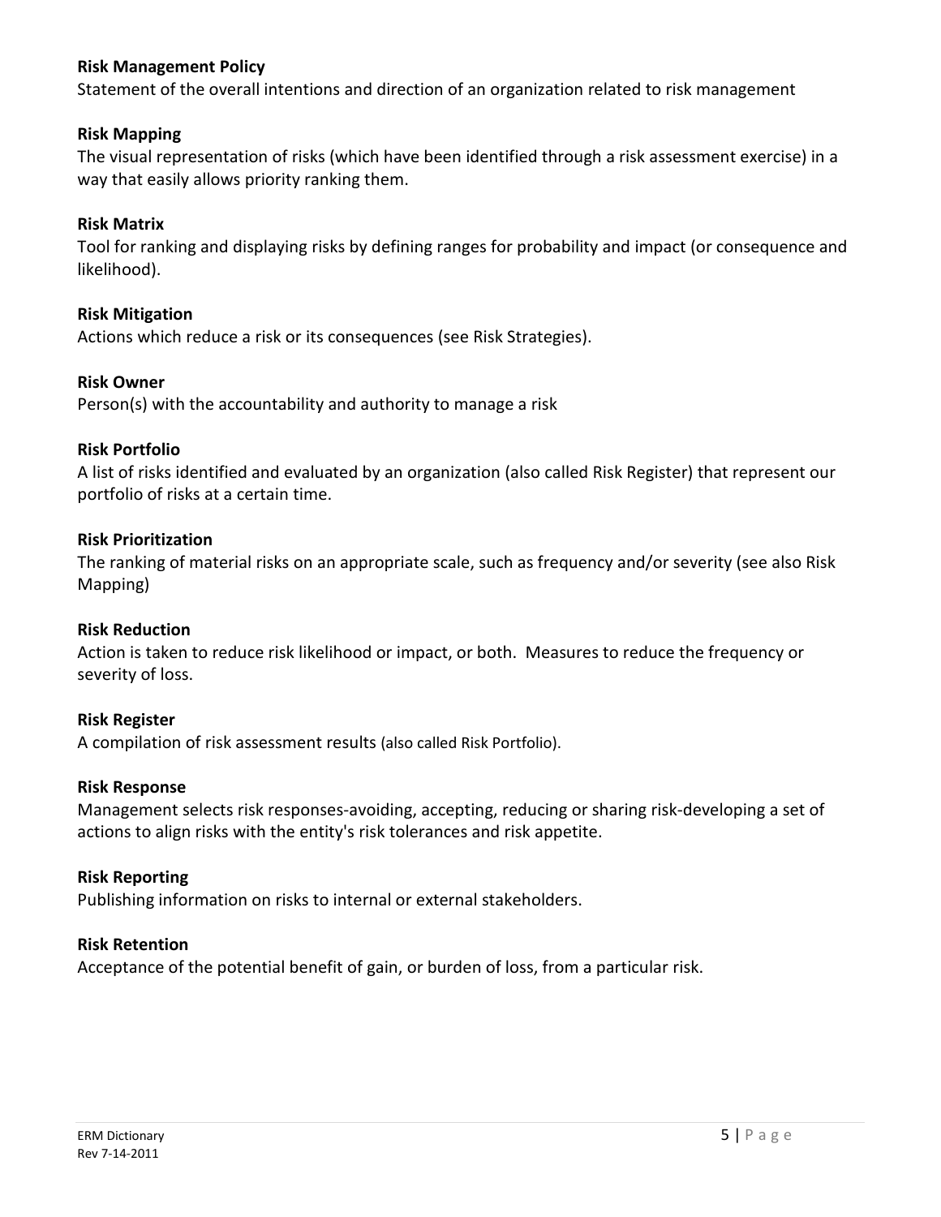**Risk Management Policy**
Statement of the overall intentions and direction of an organization related to risk management

**Risk Mapping**
The visual representation of risks (which have been identified through a risk assessment exercise) in a way that easily allows priority ranking them.

**Risk Matrix**
Tool for ranking and displaying risks by defining ranges for probability and impact (or consequence and likelihood).

**Risk Mitigation**
Actions which reduce a risk or its consequences (see Risk Strategies).

**Risk Owner**
Person(s) with the accountability and authority to manage a risk

**Risk Portfolio**
A list of risks identified and evaluated by an organization (also called Risk Register) that represent our portfolio of risks at a certain time.

**Risk Prioritization**
The ranking of material risks on an appropriate scale, such as frequency and/or severity (see also Risk Mapping)

**Risk Reduction**
Action is taken to reduce risk likelihood or impact, or both. Measures to reduce the frequency or severity of loss.

**Risk Register**
A compilation of risk assessment results (also called Risk Portfolio).

**Risk Response**
Management selects risk responses-avoiding, accepting, reducing or sharing risk-developing a set of actions to align risks with the entity's risk tolerances and risk appetite.

**Risk Reporting**
Publishing information on risks to internal or external stakeholders.

**Risk Retention**
Acceptance of the potential benefit of gain, or burden of loss, from a particular risk.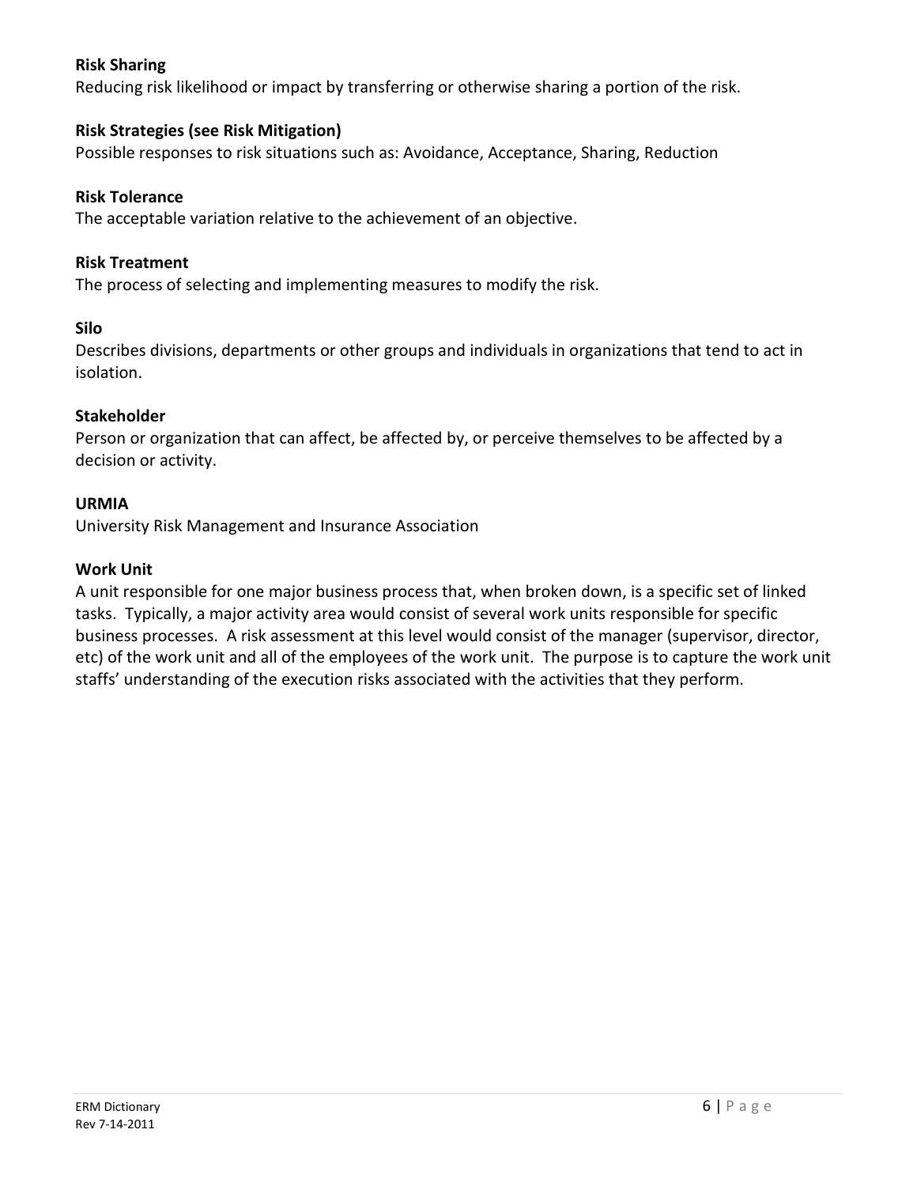**Risk Sharing**

Reducing risk likelihood or impact by transferring or otherwise sharing a portion of the risk.

**Risk Strategies (see Risk Mitigation)**

Possible responses to risk situations such as: Avoidance, Acceptance, Sharing, Reduction

**Risk Tolerance**

The acceptable variation relative to the achievement of an objective.

**Risk Treatment**

The process of selecting and implementing measures to modify the risk.

**Silo**

Describes divisions, departments or other groups and individuals in organizations that tend to act in isolation.

**Stakeholder**

Person or organization that can affect, be affected by, or perceive themselves to be affected by a decision or activity.

**URMIA**

University Risk Management and Insurance Association

**Work Unit**

A unit responsible for one major business process that, when broken down, is a specific set of linked tasks. Typically, a major activity area would consist of several work units responsible for specific business processes. A risk assessment at this level would consist of the manager (supervisor, director, etc) of the work unit and all of the employees of the work unit. The purpose is to capture the work unit staffs' understanding of the execution risks associated with the activities that they perform.